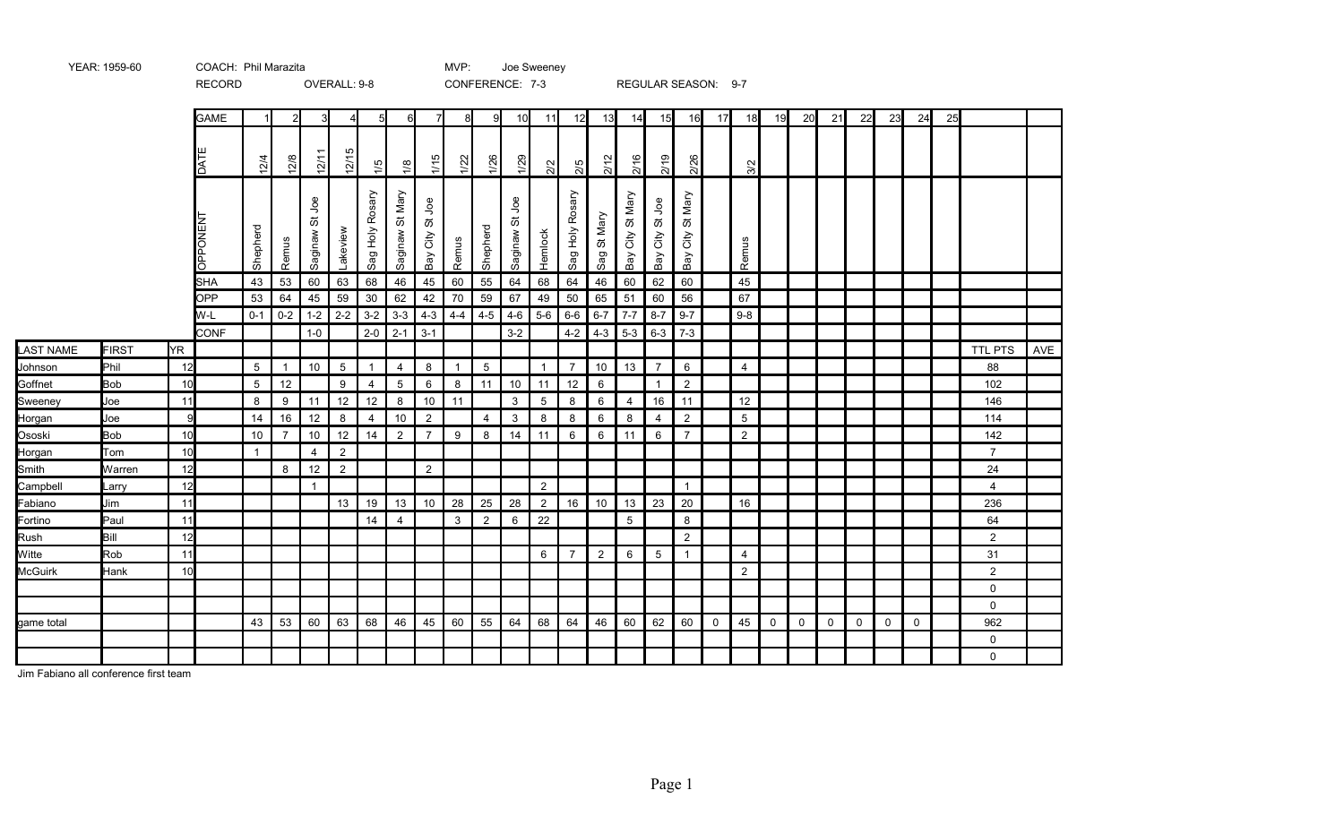YEAR: 1959-60 | COACH: Phil Marazita | MVP: Joe Sweeney

RECORD | OVERALL: 9-8 | CONFERENCE: 7-3 | REGULAR SEASON: 9-7

| | | | GAME | 1 | 2 | 3 | 4 | 5 | 6 | 7 | 8 | 9 | 10 | 11 | 12 | 13 | 14 | 15 | 16 | 17 | 18 | 19 | 20 | 21 | 22 | 23 | 24 | 25 | | |
|---|---|---|---|---|---|---|---|---|---|---|---|---|---|---|---|---|---|---|---|---|---|---|---|---|---|---|---|---|---|---|
| | | | DATE | 12/4 | 12/8 | 12/11 | 12/15 | 1/5 | 1/8 | 1/15 | 1/22 | 1/26 | 1/29 | 2/2 | 2/5 | 2/12 | 2/16 | 2/19 | 2/26 | | 3/2 | | | | | | | | | |
| | | | OPPONENT | Shepherd | Remus | Saginaw St Joe | Lakeview | Sag Holy Rosary | Saginaw St Mary | Bay City St Joe | Remus | Shepherd | Saginaw St Joe | Hemlock | Sag Holy Rosary | Sag St Mary | Bay City St Mary | Bay City St Joe | Bay City St Mary | | Remus | | | | | | | | | |
| | | | SHA | 43 | 53 | 60 | 63 | 68 | 46 | 45 | 60 | 55 | 64 | 68 | 64 | 46 | 60 | 62 | 60 | | 45 | | | | | | | | | |
| | | | OPP | 53 | 64 | 45 | 59 | 30 | 62 | 42 | 70 | 59 | 67 | 49 | 50 | 65 | 51 | 60 | 56 | | 67 | | | | | | | | | |
| | | | W-L | 0-1 | 0-2 | 1-2 | 2-2 | 3-2 | 3-3 | 4-3 | 4-4 | 4-5 | 4-6 | 5-6 | 6-6 | 6-7 | 7-7 | 8-7 | 9-7 | | 9-8 | | | | | | | | | |
| | | | CONF | | | 1-0 | | 2-0 | 2-1 | 3-1 | | | 3-2 | | 4-2 | 4-3 | 5-3 | 6-3 | 7-3 | | | | | | | | | | | |
| LAST NAME | FIRST | YR | | | | | | | | | | | | | | | | | | | | | | | | | | | TTL PTS | AVE |
| Johnson | Phil | 12 | | 5 | 1 | 10 | 5 | 1 | 4 | 8 | 1 | 5 | | 1 | 7 | 10 | 13 | 7 | 6 | | 4 | | | | | | | | 88 | |
| Goffnet | Bob | 10 | | 5 | 12 | | 9 | 4 | 5 | 6 | 8 | 11 | 10 | 11 | 12 | 6 | | 1 | 2 | | | | | | | | | | 102 | |
| Sweeney | Joe | 11 | | 8 | 9 | 11 | 12 | 12 | 8 | 10 | 11 | | 3 | 5 | 8 | 6 | 4 | 16 | 11 | | 12 | | | | | | | | 146 | |
| Horgan | Joe | 9 | | 14 | 16 | 12 | 8 | 4 | 10 | 2 | | 4 | 3 | 8 | 8 | 6 | 8 | 4 | 2 | | 5 | | | | | | | | 114 | |
| Ososki | Bob | 10 | | 10 | 7 | 10 | 12 | 14 | 2 | 7 | 9 | 8 | 14 | 11 | 6 | 6 | 11 | 6 | 7 | | 2 | | | | | | | | 142 | |
| Horgan | Tom | 10 | | 1 | | 4 | 2 | | | | | | | | | | | | | | | | | | | | | | 7 | |
| Smith | Warren | 12 | | | 8 | 12 | 2 | | | 2 | | | | | | | | | | | | | | | | | | | 24 | |
| Campbell | Larry | 12 | | | | 1 | | | | | | | | 2 | | | | | 1 | | | | | | | | | | 4 | |
| Fabiano | Jim | 11 | | | | | 13 | 19 | 13 | 10 | 28 | 25 | 28 | 2 | 16 | 10 | 13 | 23 | 20 | | 16 | | | | | | | | 236 | |
| Fortino | Paul | 11 | | | | | | 14 | 4 | | 3 | 2 | 6 | 22 | | | 5 | | 8 | | | | | | | | | | 64 | |
| Rush | Bill | 12 | | | | | | | | | | | | | | | | | 2 | | | | | | | | | | 2 | |
| Witte | Rob | 11 | | | | | | | | | | | | 6 | 7 | 2 | 6 | 5 | 1 | | 4 | | | | | | | | 31 | |
| McGuirk | Hank | 10 | | | | | | | | | | | | | | | | | | | 2 | | | | | | | | 2 | |
| | | | | | | | | | | | | | | | | | | | | | | | | | | | | | 0 | |
| | | | | | | | | | | | | | | | | | | | | | | | | | | | | | 0 | |
| game total | | | | 43 | 53 | 60 | 63 | 68 | 46 | 45 | 60 | 55 | 64 | 68 | 64 | 46 | 60 | 62 | 60 | 0 | 45 | 0 | 0 | 0 | 0 | 0 | 0 | | 962 | |
| | | | | | | | | | | | | | | | | | | | | | | | | | | | | | 0 | |
| | | | | | | | | | | | | | | | | | | | | | | | | | | | | | 0 | |

Jim Fabiano all conference first team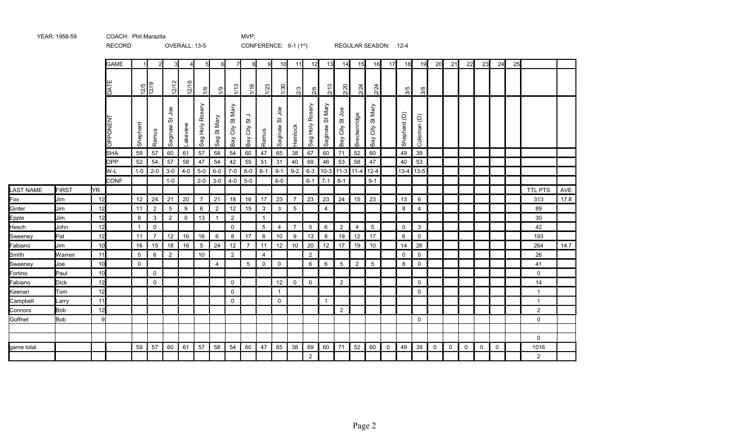YEAR: 1958-59 COACH: Phil Marazita MVP:

RECORD OVERALL: 13-5 CONFERENCE: 9-1 (1st) REGULAR SEASON: 12-4

| | | | GAME | 1 | 2 | 3 | 4 | 5 | 6 | 7 | 8 | 9 | 10 | 11 | 12 | 13 | 14 | 15 | 16 | 17 | 18 | 19 | 20 | 21 | 22 | 23 | 24 | 25 | | |
|---|---|---|---|---|---|---|---|---|---|---|---|---|---|---|---|---|---|---|---|---|---|---|---|---|---|---|---|---|---|---|
| | | | DATE | 12/5 | 12//9 | 12/12 | 12/16 | 1/6 | 1/9 | 1/13 | 1/16 | 1/23 | 1/30 | 2/3 | 2/6 | 2/13 | 2/20 | 2/24 | 2/24 | | 3/5 | 3/8 | | | | | | | | |
| | | | OPPONENT | Shepherd | Remus | Saginaw St Joe | Lakeview | Sag Holy Rosary | Sag St Mary | Bay City St Mary | Bay City St J | Remus | Saginaw St Joe | Hemlock | Sag Holy Rosary | Saginaw St Mary | Bay City St Joe | Breckenridge | Bay City St Mary | | Shepherd (D) | Coleman (D) | | | | | | | | |
| | | | SHA | 59 | 57 | 60 | 61 | 57 | 58 | 54 | 60 | 47 | 65 | 38 | 67 | 60 | 71 | 52 | 60 | | 49 | 39 | | | | | | | | |
| | | | OPP | 52 | 54 | 57 | 58 | 47 | 54 | 42 | 55 | 51 | 31 | 40 | 69 | 46 | 53 | 58 | 47 | | 40 | 53 | | | | | | | | |
| | | | W-L | 1-0 | 2-0 | 3-0 | 4-0 | 5-0 | 6-0 | 7-0 | 8-0 | 8-1 | 9-1 | 9-2 | 6-3 | 10-3 | 11-3 | 11-4 | 12-4 | | 13-4 | 13-5 | | | | | | | | |
| | | | CONF | | | 1-0 | | 2-0 | 3-0 | 4-0 | 5-0 | | 6-0 | | 6-1 | 7-1 | 8-1 | | 9-1 | | | | | | | | | | | |
| LAST NAME | FIRST | YR | | | | | | | | | | | | | | | | | | | | | | | | | | | TTL PTS | AVE |
| Fox | Jim | 12 | | 12 | 24 | 21 | 20 | 7 | 21 | 18 | 16 | 17 | 23 | 7 | 23 | 23 | 24 | 15 | 23 | | 13 | 6 | | | | | | | 313 | 17.8 |
| Ginter | Jim | 12 | | 11 | 2 | 5 | 9 | 6 | 2 | 12 | 15 | 3 | 3 | 5 | | 4 | | | | | 8 | 4 | | | | | | | 89 | |
| Epple | Jim | 12 | | 8 | 3 | 2 | 0 | 13 | 1 | 2 | | 1 | | | | | | | | | | | | | | | | | 30 | |
| Hesch | John | 12 | | 1 | 0 | | | | | 0 | | 5 | 4 | 7 | 5 | 6 | 2 | 4 | 5 | | 0 | 3 | | | | | | | 42 | |
| Sweeney | Pat | 12 | | 11 | 7 | 12 | 16 | 16 | 6 | 8 | 17 | 6 | 10 | 9 | 13 | 8 | 19 | 12 | 17 | | 6 | 0 | | | | | | | 193 | |
| Fabiano | Jim | 10 | | 16 | 15 | 18 | 16 | 5 | 24 | 12 | 7 | 11 | 12 | 10 | 20 | 12 | 17 | 19 | 10 | | 14 | 26 | | | | | | | 264 | 14.7 |
| Smith | Warren | 11 | | 0 | 6 | 2 | | 10 | | 2 | | 4 | | | 2 | | | | | | 0 | 0 | | | | | | | 26 | |
| Sweeney | Joe | 10 | | 0 | | | | | 4 | | 5 | 0 | 0 | | 6 | 6 | 5 | 2 | 5 | | 8 | 0 | | | | | | | 41 | |
| Fortino | Paul | 10 | | | 0 | | | | | | | | | | | | | | | | | | | | | | | | 0 | |
| Fabiano | Dick | 12 | | | 0 | | | | | 0 | | | 12 | 0 | 0 | | 2 | | | | | 0 | | | | | | | 14 | |
| Keenan | Tom | 12 | | | | | | | | 0 | | | 1 | | | | | | | | | 0 | | | | | | | 1 | |
| Campbell | Larry | 11 | | | | | | | | 0 | | | 0 | | | 1 | | | | | | | | | | | | | 1 | |
| Connors | Bob | 12 | | | | | | | | | | | | | | | 2 | | | | | | | | | | | | 2 | |
| Goffnet | Bob | 9 | | | | | | | | | | | | | | | | | | | | 0 | | | | | | | 0 | |
| | | | | | | | | | | | | | | | | | | | | | | | | | | | | | | |
| | | | | | | | | | | | | | | | | | | | | | | | | | | | | | 0 | |
| game total | | | | 59 | 57 | 60 | 61 | 57 | 58 | 54 | 60 | 47 | 65 | 38 | 69 | 60 | 71 | 52 | 60 | 0 | 49 | 39 | 0 | 0 | 0 | 0 | 0 | | 1016 | |
| | | | | | | | | | | | | | | | 2 | | | | | | | | | | | | | | 2 | |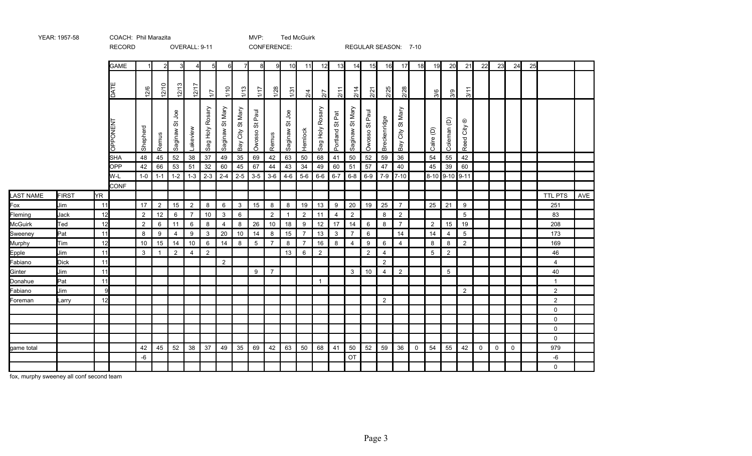YEAR: 1957-58 COACH: Phil Marazita MVP: Ted McGuirk

RECORD OVERALL: 9-11 CONFERENCE: REGULAR SEASON: 7-10

| | | | GAME | 1 | 2 | 3 | 4 | 5 | 6 | 7 | 8 | 9 | 10 | 11 | 12 | 13 | 14 | 15 | 16 | 17 | 18 | 19 | 20 | 21 | 22 | 23 | 24 | 25 | | |
|---|---|---|---|---|---|---|---|---|---|---|---|---|---|---|---|---|---|---|---|---|---|---|---|---|---|---|---|---|---|---|
| | | | DATE | 12/6 | 12/10 | 12/13 | 12/17 | 1/7 | 1/10 | 1/13 | 1/17 | 1/28 | 1/31 | 2/4 | 2/7 | 2/11 | 2/14 | 2/21 | 2/25 | 2/28 | | 3/6 | 3/9 | 3/11 | | | | | | |
| | | | OPPONENT | Shepherd | Remus | Saginaw St Joe | Lakeview | Sag Holy Rosary | Saginaw St Mary | Bay City St Mary | Owosso St Paul | Remus | Saginaw St Joe | Hemlock | Sag Holy Rosary | Portland St Pat | Saginaw St Mary | Owosso St Paul | Breckenridge | Bay City St Mary | | Calre (D) | Coleman (D) | Reed City ® | | | | | | |
| | | | SHA | 48 | 45 | 52 | 38 | 37 | 49 | 35 | 69 | 42 | 63 | 50 | 68 | 41 | 50 | 52 | 59 | 36 | | 54 | 55 | 42 | | | | | | |
| | | | OPP | 42 | 66 | 53 | 51 | 32 | 60 | 45 | 67 | 44 | 43 | 34 | 49 | 60 | 51 | 57 | 47 | 40 | | 45 | 39 | 60 | | | | | | |
| | | | W-L | 1-0 | 1-1 | 1-2 | 1-3 | 2-3 | 2-4 | 2-5 | 3-5 | 3-6 | 4-6 | 5-6 | 6-6 | 6-7 | 6-8 | 6-9 | 7-9 | 7-10 | | 8-10 | 9-10 | 9-11 | | | | | | |
| | | | CONF | | | | | | | | | | | | | | | | | | | | | | | | | | | |
| LAST NAME | FIRST | YR | | | | | | | | | | | | | | | | | | | | | | | | | | | TTL PTS | AVE |
| Fox | Jim | 11 | | 17 | 2 | 15 | 2 | 8 | 6 | 3 | 15 | 8 | 8 | 19 | 13 | 9 | 20 | 19 | 25 | 7 | | 25 | 21 | 9 | | | | | 251 | |
| Fleming | Jack | 12 | | 2 | 12 | 6 | 7 | 10 | 3 | 6 | | 2 | 1 | 2 | 11 | 4 | 2 | | 8 | 2 | | | | 5 | | | | | 83 | |
| McGuirk | Ted | 12 | | 2 | 6 | 11 | 6 | 8 | 4 | 8 | 26 | 10 | 18 | 9 | 12 | 17 | 14 | 6 | 8 | 7 | | 2 | 15 | 19 | | | | | 208 | |
| Sweeney | Pat | 11 | | 8 | 9 | 4 | 9 | 3 | 20 | 10 | 14 | 8 | 15 | 7 | 13 | 3 | 7 | 6 | | 14 | | 14 | 4 | 5 | | | | | 173 | |
| Murphy | Tim | 12 | | 10 | 15 | 14 | 10 | 6 | 14 | 8 | 5 | 7 | 8 | 7 | 16 | 8 | 4 | 9 | 6 | 4 | | 8 | 8 | 2 | | | | | 169 | |
| Epple | Jim | 11 | | 3 | 1 | 2 | 4 | 2 | | | | | 13 | 6 | 2 | | | 2 | 4 | | | 5 | 2 | | | | | | 46 | |
| Fabiano | Dick | 11 | | | | | | | 2 | | | | | | | | | | 2 | | | | | | | | | | 4 | |
| Ginter | Jim | 11 | | | | | | | | | 9 | 7 | | | | | 3 | 10 | 4 | 2 | | | 5 | | | | | | 40 | |
| Donahue | Pat | 11 | | | | | | | | | | | | | 1 | | | | | | | | | | | | | | 1 | |
| Fabiano | Jim | 9 | | | | | | | | | | | | | | | | | | | | | | 2 | | | | | 2 | |
| Foreman | Larry | 12 | | | | | | | | | | | | | | | | | 2 | | | | | | | | | | 2 | |
| | | | | | | | | | | | | | | | | | | | | | | | | | | | | | 0 | |
| | | | | | | | | | | | | | | | | | | | | | | | | | | | | | 0 | |
| | | | | | | | | | | | | | | | | | | | | | | | | | | | | | 0 | |
| | | | | | | | | | | | | | | | | | | | | | | | | | | | | | 0 | |
| game total | | | | 42 | 45 | 52 | 38 | 37 | 49 | 35 | 69 | 42 | 63 | 50 | 68 | 41 | 50 | 52 | 59 | 36 | 0 | 54 | 55 | 42 | 0 | 0 | 0 | | 979 | |
| | | | | -6 | | | | | | | | | | | | | OT | | | | | | | | | | | | -6 | |
| | | | | | | | | | | | | | | | | | | | | | | | | | | | | | 0 | |

fox, murphy sweeney all conf second team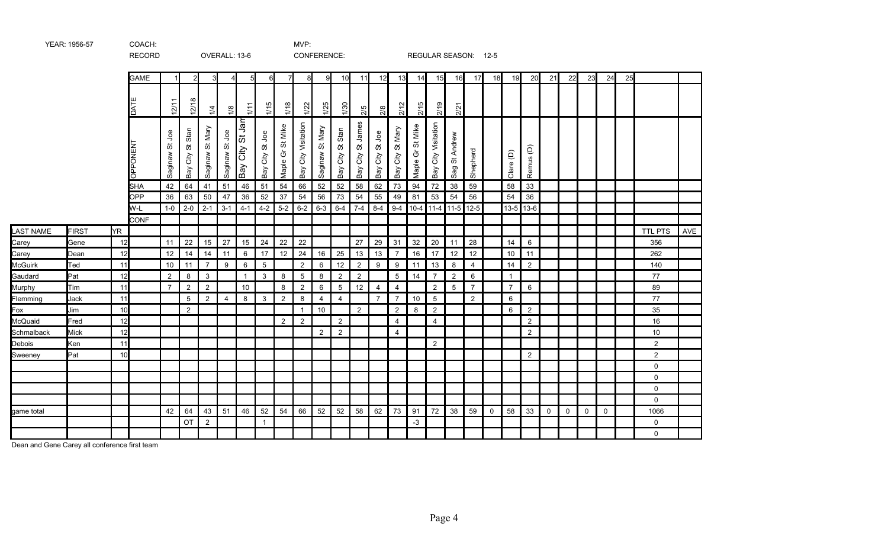YEAR: 1956-57 COACH: MVP:

RECORD OVERALL: 13-6 CONFERENCE: REGULAR SEASON: 12-5

| LAST NAME | FIRST | YR | GAME | 1 | 2 | 3 | 4 | 5 | 6 | 7 | 8 | 9 | 10 | 11 | 12 | 13 | 14 | 15 | 16 | 17 | 18 | 19 | 20 | 21 | 22 | 23 | 24 | 25 | | |
|---|---|---|---|---|---|---|---|---|---|---|---|---|---|---|---|---|---|---|---|---|---|---|---|---|---|---|---|---|---|---|
| | | | DATE | 12/11 | 12/18 | 1/4 | 1/8 | 1/11 | 1/15 | 1/18 | 1/22 | 1/25 | 1/30 | 2/5 | 2/8 | 2/12 | 2/15 | 2/19 | 2/21 | | | | | | | | | | | |
| | | | OPPONENT | Saginaw St Joe | Bay City St Stan | Saginaw St Mary | Saginaw St Joe | Bay City St Jam | Bay City St Joe | Maple Gr St Mike | Bay City Visitation | Saginaw St Mary | Bay City St Stan | Bay City St James | Bay City St Joe | Bay City St Mary | Maple Gr St Mike | Bay City Visitation | Sag St Andrew | Shepherd | | Clare (D) | Remus (D) | | | | | | | |
| | | | SHA | 42 | 64 | 41 | 51 | 46 | 51 | 54 | 66 | 52 | 52 | 58 | 62 | 73 | 94 | 72 | 38 | 59 | | 58 | 33 | | | | | | | |
| | | | OPP | 36 | 63 | 50 | 47 | 36 | 52 | 37 | 54 | 56 | 73 | 54 | 55 | 49 | 81 | 53 | 54 | 56 | | 54 | 36 | | | | | | | |
| | | | W-L | 1-0 | 2-0 | 2-1 | 3-1 | 4-1 | 4-2 | 5-2 | 6-2 | 6-3 | 6-4 | 7-4 | 8-4 | 9-4 | 10-4 | 11-4 | 11-5 | 12-5 | | 13-5 | 13-6 | | | | | | | |
| | | | CONF | | | | | | | | | | | | | | | | | | | | | | | | | | | |
| LAST NAME | FIRST | YR | | | | | | | | | | | | | | | | | | | | | | | | | | | TTL PTS | AVE |
| Carey | Gene | 12 | | 11 | 22 | 15 | 27 | 15 | 24 | 22 | 22 | | | 27 | 29 | 31 | 32 | 20 | 11 | 28 | | 14 | 6 | | | | | | 356 | |
| Carey | Dean | 12 | | 12 | 14 | 14 | 11 | 6 | 17 | 12 | 24 | 16 | 25 | 13 | 13 | 7 | 16 | 17 | 12 | 12 | | 10 | 11 | | | | | | 262 | |
| McGuirk | Ted | 11 | | 10 | 11 | 7 | 9 | 6 | 5 | | 2 | 6 | 12 | 2 | 9 | 9 | 11 | 13 | 8 | 4 | | 14 | 2 | | | | | | 140 | |
| Gaudard | Pat | 12 | | 2 | 8 | 3 | | 1 | 3 | 8 | 5 | 8 | 2 | 2 | | 5 | 14 | 7 | 2 | 6 | | 1 | | | | | | | 77 | |
| Murphy | Tim | 11 | | 7 | 2 | 2 | | 10 | | 8 | 2 | 6 | 5 | 12 | 4 | 4 | | 2 | 5 | 7 | | 7 | 6 | | | | | | 89 | |
| Flemming | Jack | 11 | | | 5 | 2 | 4 | 8 | 3 | 2 | 8 | 4 | 4 | | 7 | 7 | 10 | 5 | | 2 | | 6 | | | | | | | 77 | |
| Fox | Jim | 10 | | | 2 | | | | | | 1 | 10 | | 2 | | 2 | 8 | 2 | | | | 6 | 2 | | | | | | 35 | |
| McQuaid | Fred | 12 | | | | | | | | 2 | 2 | | 2 | | | 4 | | 4 | | | | | 2 | | | | | | 16 | |
| Schmalback | Mick | 12 | | | | | | | | | | 2 | 2 | | | 4 | | | | | | | 2 | | | | | | 10 | |
| Debois | Ken | 11 | | | | | | | | | | | | | | | | 2 | | | | | | | | | | | 2 | |
| Sweeney | Pat | 10 | | | | | | | | | | | | | | | | | | | | | 2 | | | | | | 2 | |
| | | | | | | | | | | | | | | | | | | | | | | | | | | | | | 0 | |
| | | | | | | | | | | | | | | | | | | | | | | | | | | | | | 0 | |
| | | | | | | | | | | | | | | | | | | | | | | | | | | | | | 0 | |
| | | | | | | | | | | | | | | | | | | | | | | | | | | | | | 0 | |
| game total | | | | 42 | 64 | 43 | 51 | 46 | 52 | 54 | 66 | 52 | 52 | 58 | 62 | 73 | 91 | 72 | 38 | 59 | 0 | 58 | 33 | 0 | 0 | 0 | 0 | | 1066 | |
| | | | | | OT | 2 | | | 1 | | | | | | | | -3 | | | | | | | | | | | | 0 | |
| | | | | | | | | | | | | | | | | | | | | | | | | | | | | | 0 | |

Dean and Gene Carey all conference first team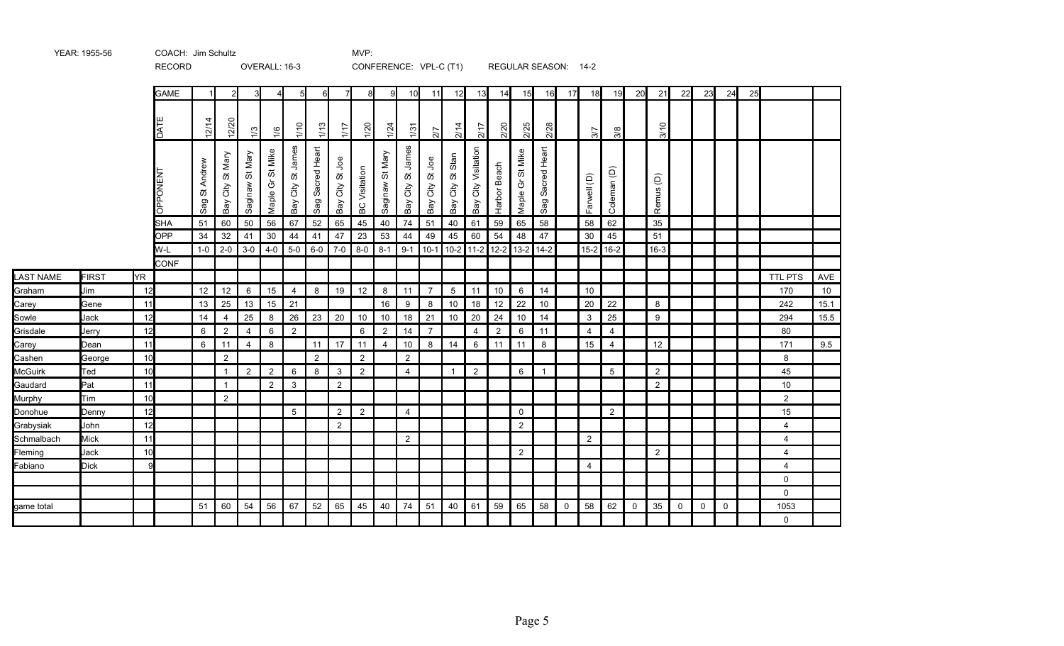YEAR: 1955-56 COACH: Jim Schultz MVP:

RECORD OVERALL: 16-3 CONFERENCE: VPL-C (T1) REGULAR SEASON: 14-2

| LAST NAME | FIRST | YR | GAME | 1 | 2 | 3 | 4 | 5 | 6 | 7 | 8 | 9 | 10 | 11 | 12 | 13 | 14 | 15 | 16 | 17 | 18 | 19 | 20 | 21 | 22 | 23 | 24 | 25 | | |
|---|---|---|---|---|---|---|---|---|---|---|---|---|---|---|---|---|---|---|---|---|---|---|---|---|---|---|---|---|---|---|
| | | | DATE | 12/14 | 12/20 | 1/3 | 1/6 | 1/10 | 1/13 | 1/17 | 1/20 | 1/24 | 1/31 | 2/7 | 2/14 | 2/17 | 2/20 | 2/25 | 2/28 | | 3/7 | 3/8 | | 3/10 | | | | | | |
| | | | OPPONENT | Sag St Andrew | Bay City St Mary | Saginaw St Mary | Maple Gr St Mike | Bay City St James | Sag Sacred Heart | Bay City St Joe | BC Visitation | Saginaw St Mary | Bay City St James | Bay City St Joe | Bay City St Stan | Bay City Visitation | Harbor Beach | Maple Gr St Mike | Sag Sacred Heart | | Farwell (D) | Coleman (D) | | Remus (D) | | | | | | |
| | | | SHA | 51 | 60 | 50 | 56 | 67 | 52 | 65 | 45 | 40 | 74 | 51 | 40 | 61 | 59 | 65 | 58 | | 58 | 62 | | 35 | | | | | | |
| | | | OPP | 34 | 32 | 41 | 30 | 44 | 41 | 47 | 23 | 53 | 44 | 49 | 45 | 60 | 54 | 48 | 47 | | 30 | 45 | | 51 | | | | | | |
| | | | W-L | 1-0 | 2-0 | 3-0 | 4-0 | 5-0 | 6-0 | 7-0 | 8-0 | 8-1 | 9-1 | 10-1 | 10-2 | 11-2 | 12-2 | 13-2 | 14-2 | | 15-2 | 16-2 | | 16-3 | | | | | | |
| | | | CONF | | | | | | | | | | | | | | | | | | | | | | | | | | | |
| LAST NAME | FIRST | YR | | | | | | | | | | | | | | | | | | | | | | | | | | | TTL PTS | AVE |
| Graham | Jim | 12 | | 12 | 12 | 6 | 15 | 4 | 8 | 19 | 12 | 8 | 11 | 7 | 5 | 11 | 10 | 6 | 14 | | 10 | | | | | | | | 170 | 10 |
| Carey | Gene | 11 | | 13 | 25 | 13 | 15 | 21 | | | | 16 | 9 | 8 | 10 | 18 | 12 | 22 | 10 | | 20 | 22 | | 8 | | | | | 242 | 15.1 |
| Sowle | Jack | 12 | | 14 | 4 | 25 | 8 | 26 | 23 | 20 | 10 | 10 | 18 | 21 | 10 | 20 | 24 | 10 | 14 | | 3 | 25 | | 9 | | | | | 294 | 15.5 |
| Grisdale | Jerry | 12 | | 6 | 2 | 4 | 6 | 2 | | | 6 | 2 | 14 | 7 | | 4 | 2 | 6 | 11 | | 4 | 4 | | | | | | | 80 | |
| Carey | Dean | 11 | | 6 | 11 | 4 | 8 | | 11 | 17 | 11 | 4 | 10 | 8 | 14 | 6 | 11 | 11 | 8 | | 15 | 4 | | 12 | | | | | 171 | 9.5 |
| Cashen | George | 10 | | | 2 | | | | 2 | | 2 | | 2 | | | | | | | | | | | | | | | | 8 | |
| McGuirk | Ted | 10 | | | 1 | 2 | 2 | 6 | 8 | 3 | 2 | | 4 | | 1 | 2 | | 6 | 1 | | | 5 | | 2 | | | | | 45 | |
| Gaudard | Pat | 11 | | | 1 | | 2 | 3 | | 2 | | | | | | | | | | | | | | 2 | | | | | 10 | |
| Murphy | Tim | 10 | | | 2 | | | | | | | | | | | | | | | | | | | | | | | | 2 | |
| Donohue | Denny | 12 | | | | | | 5 | | 2 | 2 | | 4 | | | | | 0 | | | | 2 | | | | | | | 15 | |
| Grabysiak | John | 12 | | | | | | | | 2 | | | | | | | | 2 | | | | | | | | | | | 4 | |
| Schmalbach | Mick | 11 | | | | | | | | | | | 2 | | | | | | | | 2 | | | | | | | | 4 | |
| Fleming | Jack | 10 | | | | | | | | | | | | | | | | 2 | | | | | | 2 | | | | | 4 | |
| Fabiano | Dick | 9 | | | | | | | | | | | | | | | | | | | 4 | | | | | | | | 4 | |
| | | | | | | | | | | | | | | | | | | | | | | | | | | | | | 0 | |
| | | | | | | | | | | | | | | | | | | | | | | | | | | | | | 0 | |
| game total | | | | 51 | 60 | 54 | 56 | 67 | 52 | 65 | 45 | 40 | 74 | 51 | 40 | 61 | 59 | 65 | 58 | 0 | 58 | 62 | 0 | 35 | 0 | 0 | 0 | | 1053 | |
| | | | | | | | | | | | | | | | | | | | | | | | | | | | | | 0 | |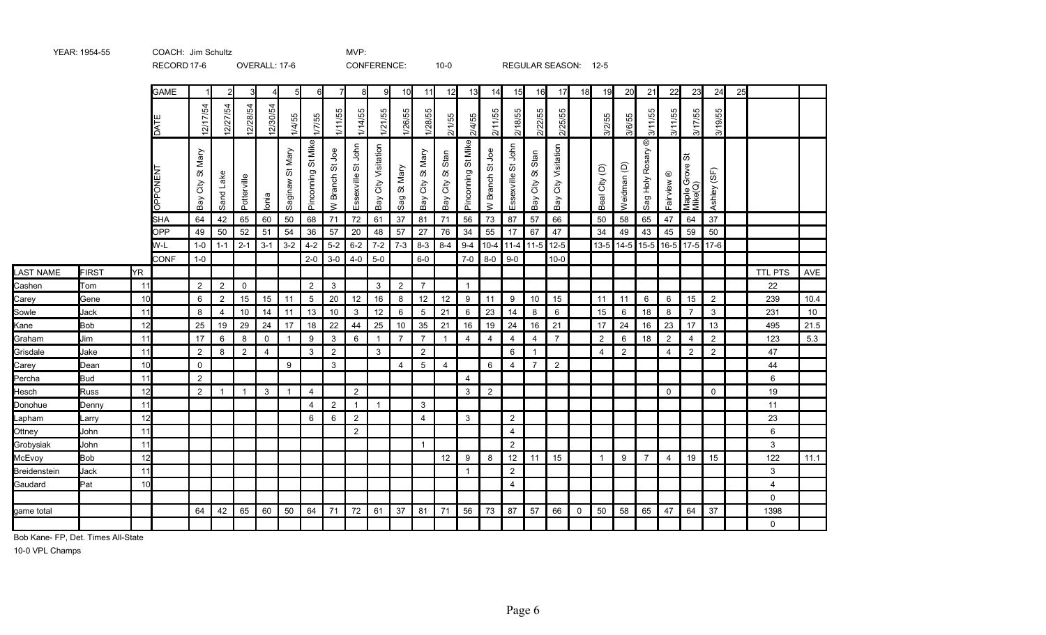YEAR: 1954-55 COACH: Jim Schultz MVP:

RECORD 17-6 OVERALL: 17-6 CONFERENCE: 10-0 REGULAR SEASON: 12-5

| | | | GAME | 1 | 2 | 3 | 4 | 5 | 6 | 7 | 8 | 9 | 10 | 11 | 12 | 13 | 14 | 15 | 16 | 17 | 18 | 19 | 20 | 21 | 22 | 23 | 24 | 25 | | |
|---|---|---|---|---|---|---|---|---|---|---|---|---|---|---|---|---|---|---|---|---|---|---|---|---|---|---|---|---|---|---|
| | | | DATE | 12/17/54 | 12/27/54 | 12/28/54 | 12/30/54 | 1/4/55 | 1/7/55 | 1/11/55 | 1/14/55 | 1/21/55 | 1/26/55 | 1/28/55 | 2/1/55 | 2/4/55 | 2/11/55 | 2/18/55 | 2/22/55 | 2/25/55 | | 3/2/55 | 3/6/55 | 3/11/55 | 3/11/55 | 3/17/55 | 3/19/55 | | | |
| | | | OPPONENT | Bay City St Mary | Sand Lake | Potterville | Ionia | Saginaw St Mary | Pinconning St Mike | W Branch St Joe | Essexville St John | Bay City Visitation | Sag St Mary | Bay City St Mary | Bay City St Stan | Pinconning St Mike | W Branch St Joe | Essexville St John | Bay City St Stan | Bay City Visitation | | Beal City (D) | Weidman (D) | Sag Holy Rosary ® | Fairview ® | Maple Grove St Mike(Q) | Ashley (SF) | | | |
| | | | SHA | 64 | 42 | 65 | 60 | 50 | 68 | 71 | 72 | 61 | 37 | 81 | 71 | 56 | 73 | 87 | 57 | 66 | | 50 | 58 | 65 | 47 | 64 | 37 | | | |
| | | | OPP | 49 | 50 | 52 | 51 | 54 | 36 | 57 | 20 | 48 | 57 | 27 | 76 | 34 | 55 | 17 | 67 | 47 | | 34 | 49 | 43 | 45 | 59 | 50 | | | |
| | | | W-L | 1-0 | 1-1 | 2-1 | 3-1 | 3-2 | 4-2 | 5-2 | 6-2 | 7-2 | 7-3 | 8-3 | 8-4 | 9-4 | 10-4 | 11-4 | 11-5 | 12-5 | | 13-5 | 14-5 | 15-5 | 16-5 | 17-5 | 17-6 | | | |
| | | | CONF | 1-0 | | | | | 2-0 | 3-0 | 4-0 | 5-0 | | 6-0 | | 7-0 | 8-0 | 9-0 | | 10-0 | | | | | | | | | | |
| LAST NAME | FIRST | YR | | | | | | | | | | | | | | | | | | | | | | | | | | | TTL PTS | AVE |
| Cashen | Tom | 11 | | 2 | 2 | 0 | | | 2 | 3 | | 3 | 2 | 7 | | 1 | | | | | | | | | | | | | 22 | |
| Carey | Gene | 10 | | 6 | 2 | 15 | 15 | 11 | 5 | 20 | 12 | 16 | 8 | 12 | 12 | 9 | 11 | 9 | 10 | 15 | | 11 | 11 | 6 | 6 | 15 | 2 | | 239 | 10.4 |
| Sowle | Jack | 11 | | 8 | 4 | 10 | 14 | 11 | 13 | 10 | 3 | 12 | 6 | 5 | 21 | 6 | 23 | 14 | 8 | 6 | | 15 | 6 | 18 | 8 | 7 | 3 | | 231 | 10 |
| Kane | Bob | 12 | | 25 | 19 | 29 | 24 | 17 | 18 | 22 | 44 | 25 | 10 | 35 | 21 | 16 | 19 | 24 | 16 | 21 | | 17 | 24 | 16 | 23 | 17 | 13 | | 495 | 21.5 |
| Graham | Jim | 11 | | 17 | 6 | 8 | 0 | 1 | 9 | 3 | 6 | 1 | 7 | 7 | 1 | 4 | 4 | 4 | 4 | 7 | | 2 | 6 | 18 | 2 | 4 | 2 | | 123 | 5.3 |
| Grisdale | Jake | 11 | | 2 | 8 | 2 | 4 | | 3 | 2 | | 3 | | 2 | | | | 6 | 1 | | | 4 | 2 | | 4 | 2 | 2 | | 47 | |
| Carey | Dean | 10 | | 0 | | | | 9 | | 3 | | | 4 | 5 | 4 | | 6 | 4 | 7 | 2 | | | | | | | | | 44 | |
| Percha | Bud | 11 | | 2 | | | | | | | | | | | | 4 | | | | | | | | | | | | | 6 | |
| Hesch | Russ | 12 | | 2 | 1 | 1 | 3 | 1 | 4 | | 2 | | | | | 3 | 2 | | | | | | | | 0 | | 0 | | 19 | |
| Donohue | Denny | 11 | | | | | | | 4 | 2 | 1 | 1 | | 3 | | | | | | | | | | | | | | | 11 | |
| Lapham | Larry | 12 | | | | | | | 6 | 6 | 2 | | | 4 | | 3 | | 2 | | | | | | | | | | | 23 | |
| Ottney | John | 11 | | | | | | | | | 2 | | | | | | | 4 | | | | | | | | | | | 6 | |
| Grobysiak | John | 11 | | | | | | | | | | | | 1 | | | | 2 | | | | | | | | | | | 3 | |
| McEvoy | Bob | 12 | | | | | | | | | | | | | 12 | 9 | 8 | 12 | 11 | 15 | | 1 | 9 | 7 | 4 | 19 | 15 | | 122 | 11.1 |
| Breidenstein | Jack | 11 | | | | | | | | | | | | | | 1 | | 2 | | | | | | | | | | | 3 | |
| Gaudard | Pat | 10 | | | | | | | | | | | | | | | | 4 | | | | | | | | | | | 4 | |
| | | | | | | | | | | | | | | | | | | | | | | | | | | | | | 0 | |
| game total | | | | 64 | 42 | 65 | 60 | 50 | 64 | 71 | 72 | 61 | 37 | 81 | 71 | 56 | 73 | 87 | 57 | 66 | 0 | 50 | 58 | 65 | 47 | 64 | 37 | | 1398 | |
| | | | | | | | | | | | | | | | | | | | | | | | | | | | | | 0 | |

Bob Kane- FP, Det. Times All-State

10-0 VPL Champs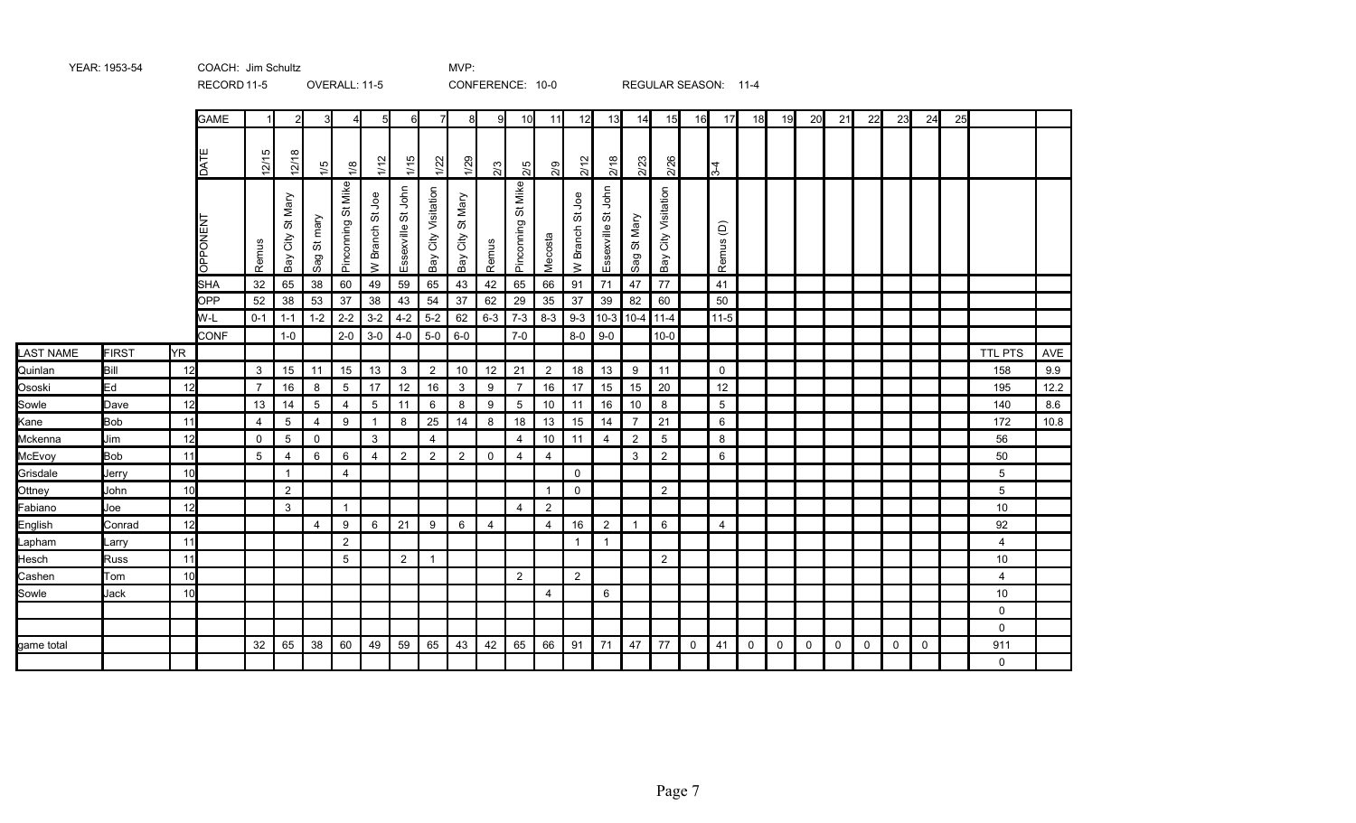YEAR: 1953-54 COACH: Jim Schultz MVP:

RECORD 11-5 OVERALL: 11-5 CONFERENCE: 10-0 REGULAR SEASON: 11-4

| LAST NAME | FIRST | YR | | 1 | 2 | 3 | 4 | 5 | 6 | 7 | 8 | 9 | 10 | 11 | 12 | 13 | 14 | 15 | 16 | 17 | 18 | 19 | 20 | 21 | 22 | 23 | 24 | 25 | TTL PTS | AVE |
|---|---|---|---|---|---|---|---|---|---|---|---|---|---|---|---|---|---|---|---|---|---|---|---|---|---|---|---|---|---|---|
| | | | DATE | 12/15 | 12/18 | 1/5 | 1/8 | 1/12 | 1/15 | 1/22 | 1/29 | 2/3 | 2/5 | 2/9 | 2/12 | 2/18 | 2/23 | 2/26 | | 3-4 | | | | | | | | | | |
| | | | OPPONENT | Remus | Bay City St Mary | Sag St mary | Pinconning St Mike | W Branch St Joe | Essexville St John | Bay City Visitation | Bay City St Mary | Remus | Pinconning St Mike | Mecosta | W Branch St Joe | Essexville St John | Sag St Mary | Bay City Visitation | | Remus (D) | | | | | | | | | | |
| | | | SHA | 32 | 65 | 38 | 60 | 49 | 59 | 65 | 43 | 42 | 65 | 66 | 91 | 71 | 47 | 77 | | 41 | | | | | | | | | | |
| | | | OPP | 52 | 38 | 53 | 37 | 38 | 43 | 54 | 37 | 62 | 29 | 35 | 37 | 39 | 82 | 60 | | 50 | | | | | | | | | | |
| | | | W-L | 0-1 | 1-1 | 1-2 | 2-2 | 3-2 | 4-2 | 5-2 | 62 | 6-3 | 7-3 | 8-3 | 9-3 | 10-3 | 10-4 | 11-4 | | 11-5 | | | | | | | | | | |
| | | | CONF | | 1-0 | | 2-0 | 3-0 | 4-0 | 5-0 | 6-0 | | 7-0 | | 8-0 | 9-0 | | 10-0 | | | | | | | | | | | | |
| Quinlan | Bill | 12 | | 3 | 15 | 11 | 15 | 13 | 3 | 2 | 10 | 12 | 21 | 2 | 18 | 13 | 9 | 11 | | 0 | | | | | | | | | 158 | 9.9 |
| Ososki | Ed | 12 | | 7 | 16 | 8 | 5 | 17 | 12 | 16 | 3 | 9 | 7 | 16 | 17 | 15 | 15 | 20 | | 12 | | | | | | | | | 195 | 12.2 |
| Sowle | Dave | 12 | | 13 | 14 | 5 | 4 | 5 | 11 | 6 | 8 | 9 | 5 | 10 | 11 | 16 | 10 | 8 | | 5 | | | | | | | | | 140 | 8.6 |
| Kane | Bob | 11 | | 4 | 5 | 4 | 9 | 1 | 8 | 25 | 14 | 8 | 18 | 13 | 15 | 14 | 7 | 21 | | 6 | | | | | | | | | 172 | 10.8 |
| Mckenna | Jim | 12 | | 0 | 5 | 0 | | 3 | | 4 | | | 4 | 10 | 11 | 4 | 2 | 5 | | 8 | | | | | | | | | 56 | |
| McEvoy | Bob | 11 | | 5 | 4 | 6 | 6 | 4 | 2 | 2 | 2 | 0 | 4 | 4 | | | 3 | 2 | | 6 | | | | | | | | | 50 | |
| Grisdale | Jerry | 10 | | | 1 | | 4 | | | | | | | | 0 | | | | | | | | | | | | | | 5 | |
| Ottney | John | 10 | | | 2 | | | | | | | | | 1 | 0 | | | 2 | | | | | | | | | | | 5 | |
| Fabiano | Joe | 12 | | | 3 | | 1 | | | | | | 4 | 2 | | | | | | | | | | | | | | | 10 | |
| English | Conrad | 12 | | | | 4 | 9 | 6 | 21 | 9 | 6 | 4 | | 4 | 16 | 2 | 1 | 6 | | 4 | | | | | | | | | 92 | |
| Lapham | Larry | 11 | | | | | 2 | | | | | | | | 1 | 1 | | | | | | | | | | | | | 4 | |
| Hesch | Russ | 11 | | | | | 5 | | 2 | 1 | | | | | | | | 2 | | | | | | | | | | | 10 | |
| Cashen | Tom | 10 | | | | | | | | | | | 2 | | 2 | | | | | | | | | | | | | | 4 | |
| Sowle | Jack | 10 | | | | | | | | | | | | 4 | | 6 | | | | | | | | | | | | | 10 | |
| | | | | | | | | | | | | | | | | | | | | | | | | | | | | | 0 | |
| | | | | | | | | | | | | | | | | | | | | | | | | | | | | | 0 | |
| game total | | | | 32 | 65 | 38 | 60 | 49 | 59 | 65 | 43 | 42 | 65 | 66 | 91 | 71 | 47 | 77 | 0 | 41 | 0 | 0 | 0 | 0 | 0 | 0 | 0 | | 911 | |
| | | | | | | | | | | | | | | | | | | | | | | | | | | | | | 0 | |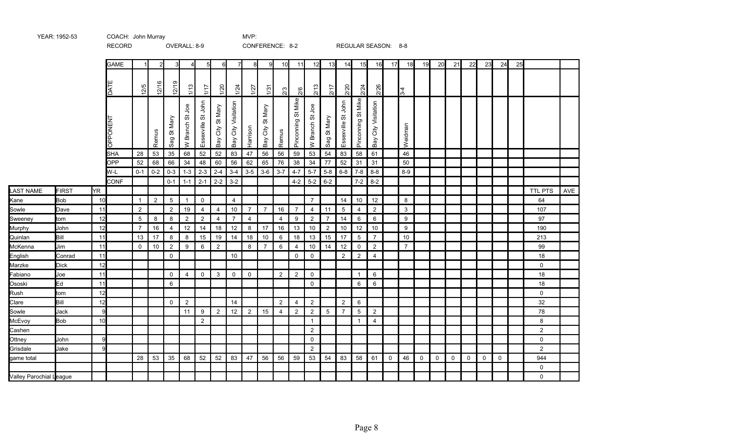YEAR: 1952-53 COACH: John Murray MVP:

RECORD OVERALL: 8-9 CONFERENCE: 8-2 REGULAR SEASON: 8-8

| | | | GAME | 1 | 2 | 3 | 4 | 5 | 6 | 7 | 8 | 9 | 10 | 11 | 12 | 13 | 14 | 15 | 16 | 17 | 18 | 19 | 20 | 21 | 22 | 23 | 24 | 25 | | |
|---|---|---|---|---|---|---|---|---|---|---|---|---|---|---|---|---|---|---|---|---|---|---|---|---|---|---|---|---|---|---|
| | | | DATE | 12/5 | 12/16 | 12/19 | 1/13 | 1/17 | 1/20 | 1/24 | 1/27 | 1/31 | 2/3 | 2/6 | 2/13 | 2/17 | 2/20 | 2/24 | 2/26 | | 3-4 | | | | | | | | | |
| | | | OPPONENT | | Remus | Sag St Mary | W Branch St Joe | Essexville St John | Bay City St Mary | Bay City Visitation | Harrison | Bay City St Mary | Remus | Pinconning St Mike | W Branch St Joe | Sag St Mary | Essexville St John | Pinconning St Mike | Bay City Visitation | | Weidman | | | | | | | | | |
| | | | SHA | 28 | 53 | 35 | 68 | 52 | 52 | 83 | 47 | 56 | 56 | 59 | 53 | 54 | 83 | 58 | 61 | | 46 | | | | | | | | | |
| | | | OPP | 52 | 68 | 66 | 34 | 48 | 60 | 56 | 62 | 65 | 76 | 38 | 34 | 77 | 52 | 31 | 31 | | 50 | | | | | | | | | |
| | | | W-L | 0-1 | 0-2 | 0-3 | 1-3 | 2-3 | 2-4 | 3-4 | 3-5 | 3-6 | 3-7 | 4-7 | 5-7 | 5-8 | 6-8 | 7-8 | 8-8 | | 8-9 | | | | | | | | | |
| | | | CONF | | | 0-1 | 1-1 | 2-1 | 2-2 | 3-2 | | | | 4-2 | 5-2 | 6-2 | | 7-2 | 8-2 | | | | | | | | | | | |
| LAST NAME | FIRST | YR | | | | | | | | | | | | | | | | | | | | | | | | | | | TTL PTS | AVE |
| Kane | Bob | 10 | | 1 | 2 | 5 | 1 | 0 | | 4 | | | | | 7 | | 14 | 10 | 12 | | 8 | | | | | | | | 64 | |
| Sowle | Dave | 11 | | 2 | | 2 | 19 | 4 | 4 | 10 | 7 | 7 | 16 | 7 | 4 | 11 | 5 | 4 | 2 | | 3 | | | | | | | | 107 | |
| Sweeney | tom | 12 | | 5 | 8 | 8 | 2 | 2 | 4 | 7 | 4 | | 4 | 9 | 2 | 7 | 14 | 6 | 6 | | 9 | | | | | | | | 97 | |
| Murphy | John | 12 | | 7 | 16 | 4 | 12 | 14 | 18 | 12 | 8 | 17 | 16 | 13 | 10 | 2 | 10 | 12 | 10 | | 9 | | | | | | | | 190 | |
| Quinlan | Bill | 11 | | 13 | 17 | 8 | 8 | 15 | 19 | 14 | 18 | 10 | 6 | 18 | 13 | 15 | 17 | 5 | 7 | | 10 | | | | | | | | 213 | |
| McKenna | Jim | 11 | | 0 | 10 | 2 | 9 | 6 | 2 | | 8 | 7 | 6 | 4 | 10 | 14 | 12 | 0 | 2 | | 7 | | | | | | | | 99 | |
| English | Conrad | 11 | | | | 0 | | | | 10 | | | | 0 | 0 | | 2 | 2 | 4 | | | | | | | | | | 18 | |
| Marzke | Dick | 12 | | | | | | | | | | | | | | | | | | | | | | | | | | | 0 | |
| Fabiano | Joe | 11 | | | | 0 | 4 | 0 | 3 | 0 | 0 | | 2 | 2 | 0 | | | 1 | 6 | | | | | | | | | | 18 | |
| Ososki | Ed | 11 | | | | 6 | | | | | | | | | 0 | | | 6 | 6 | | | | | | | | | | 18 | |
| Rush | tom | 12 | | | | | | | | | | | | | | | | | | | | | | | | | | | 0 | |
| Clare | Bill | 12 | | | | 0 | 2 | | | 14 | | | 2 | 4 | 2 | | 2 | 6 | | | | | | | | | | | 32 | |
| Sowle | Jack | 9 | | | | | 11 | 9 | 2 | 12 | 2 | 15 | 4 | 2 | 2 | 5 | 7 | 5 | 2 | | | | | | | | | | 78 | |
| McEvoy | Bob | 10 | | | | | | 2 | | | | | | | 1 | | | 1 | 4 | | | | | | | | | | 8 | |
| Cashen | | | | | | | | | | | | | | | 2 | | | | | | | | | | | | | | 2 | |
| Ottney | John | 9 | | | | | | | | | | | | | 0 | | | | | | | | | | | | | | 0 | |
| Grisdale | Jake | 9 | | | | | | | | | | | | | 2 | | | | | | | | | | | | | | 2 | |
| game total | | | | 28 | 53 | 35 | 68 | 52 | 52 | 83 | 47 | 56 | 56 | 59 | 53 | 54 | 83 | 58 | 61 | 0 | 46 | 0 | 0 | 0 | 0 | 0 | 0 | | 944 | |
| | | | | | | | | | | | | | | | | | | | | | | | | | | | | | 0 | |
| Valley Parochial League | | | | | | | | | | | | | | | | | | | | | | | | | | | | | 0 | |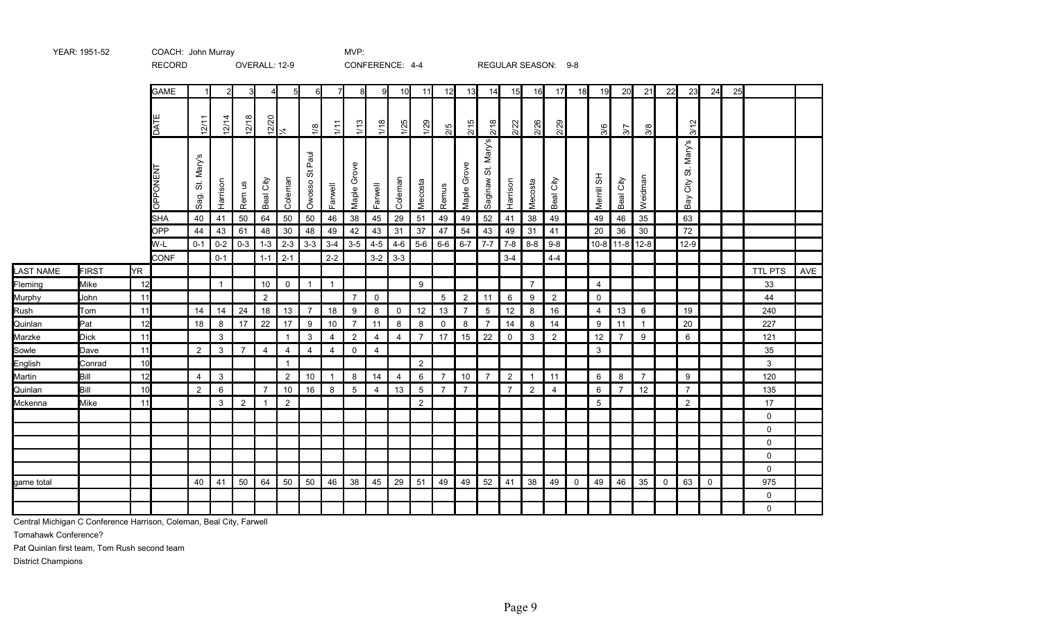YEAR: 1951-52 | COACH: John Murray | MVP:

RECORD | OVERALL: 12-9 | CONFERENCE: 4-4 | REGULAR SEASON: 9-8

| LAST NAME | FIRST | YR | GAME | 1 | 2 | 3 | 4 | 5 | 6 | 7 | 8 | 9 | 10 | 11 | 12 | 13 | 14 | 15 | 16 | 17 | 18 | 19 | 20 | 21 | 22 | 23 | 24 | 25 | TTL PTS | AVE |
|---|---|---|---|---|---|---|---|---|---|---|---|---|---|---|---|---|---|---|---|---|---|---|---|---|---|---|---|---|---|---|
| | | | DATE | 12/11 | 12/14 | 12/18 | 12/20 | 1/4 | 1/8 | 1/11 | 1/13 | 1/18 | 1/25 | 1/29 | 2/5 | 2/15 | 2/18 | 2/22 | 2/26 | 2/29 | | 3/6 | 3/7 | 3/8 | | 3/12 | | | | |
| | | | OPPONENT | Sag. St. Mary's | Harrison | Rem us | Beal City | Coleman | Owosso St Paul | Farwell | Maple Grove | Farwell | Coleman | Mecosta | Remus | Maple Grove | Saginaw St. Mary's | Harrison | Mecosta | Beal City | | Merrill SH | Beal City | Weidman | | Bay City St. Mary's | | | | |
| | | | SHA | 40 | 41 | 50 | 64 | 50 | 50 | 46 | 38 | 45 | 29 | 51 | 49 | 49 | 52 | 41 | 38 | 49 | | 49 | 46 | 35 | | 63 | | | | |
| | | | OPP | 44 | 43 | 61 | 48 | 30 | 48 | 49 | 42 | 43 | 31 | 37 | 47 | 54 | 43 | 49 | 31 | 41 | | 20 | 36 | 30 | | 72 | | | | |
| | | | W-L | 0-1 | 0-2 | 0-3 | 1-3 | 2-3 | 3-3 | 3-4 | 3-5 | 4-5 | 4-6 | 5-6 | 6-6 | 6-7 | 7-7 | 7-8 | 8-8 | 9-8 | | 10-8 | 11-8 | 12-8 | | 12-9 | | | | |
| | | | CONF | | 0-1 | | 1-1 | 2-1 | | 2-2 | | 3-2 | 3-3 | | | | | 3-4 | | 4-4 | | | | | | | | | | |
| Fleming | Mike | 12 | | | 1 | | 10 | 0 | 1 | 1 | | | | 9 | | | | | 7 | | | 4 | | | | | | | 33 | |
| Murphy | John | 11 | | | | | 2 | | | | 7 | 0 | | | 5 | 2 | 11 | 6 | 9 | 2 | | 0 | | | | | | | 44 | |
| Rush | Tom | 11 | | 14 | 14 | 24 | 18 | 13 | 7 | 18 | 9 | 8 | 0 | 12 | 13 | 7 | 5 | 12 | 8 | 16 | | 4 | 13 | 6 | | 19 | | | 240 | |
| Quinlan | Pat | 12 | | 18 | 8 | 17 | 22 | 17 | 9 | 10 | 7 | 11 | 8 | 8 | 0 | 8 | 7 | 14 | 8 | 14 | | 9 | 11 | 1 | | 20 | | | 227 | |
| Marzke | Dick | 11 | | | 3 | | | 1 | 3 | 4 | 2 | 4 | 4 | 7 | 17 | 15 | 22 | 0 | 3 | 2 | | 12 | 7 | 9 | | 6 | | | 121 | |
| Sowle | Dave | 11 | | 2 | 3 | 7 | 4 | 4 | 4 | 4 | 0 | 4 | | | | | | | | | | 3 | | | | | | | 35 | |
| English | Conrad | 10 | | | | | | 1 | | | | | | 2 | | | | | | | | | | | | | | | 3 | |
| Martin | Bill | 12 | | 4 | 3 | | | 2 | 10 | 1 | 8 | 14 | 4 | 6 | 7 | 10 | 7 | 2 | 1 | 11 | | 6 | 8 | 7 | | 9 | | | 120 | |
| Quinlan | Bill | 10 | | 2 | 6 | | 7 | 10 | 16 | 8 | 5 | 4 | 13 | 5 | 7 | 7 | | 7 | 2 | 4 | | 6 | 7 | 12 | | 7 | | | 135 | |
| Mckenna | Mike | 11 | | | 3 | 2 | 1 | 2 | | | | | | 2 | | | | | | | | 5 | | | | 2 | | | 17 | |
| | | | | | | | | | | | | | | | | | | | | | | | | | | | | | 0 | |
| | | | | | | | | | | | | | | | | | | | | | | | | | | | | | 0 | |
| | | | | | | | | | | | | | | | | | | | | | | | | | | | | | 0 | |
| | | | | | | | | | | | | | | | | | | | | | | | | | | | | | 0 | |
| | | | | | | | | | | | | | | | | | | | | | | | | | | | | | 0 | |
| game total | | | | 40 | 41 | 50 | 64 | 50 | 50 | 46 | 38 | 45 | 29 | 51 | 49 | 49 | 52 | 41 | 38 | 49 | 0 | 49 | 46 | 35 | 0 | 63 | 0 | | 975 | |
| | | | | | | | | | | | | | | | | | | | | | | | | | | | | | 0 | |
| | | | | | | | | | | | | | | | | | | | | | | | | | | | | | 0 | |

Central Michigan C Conference Harrison, Coleman, Beal City, Farwell

Tomahawk Conference?

Pat Quinlan first team, Tom Rush second team

District Champions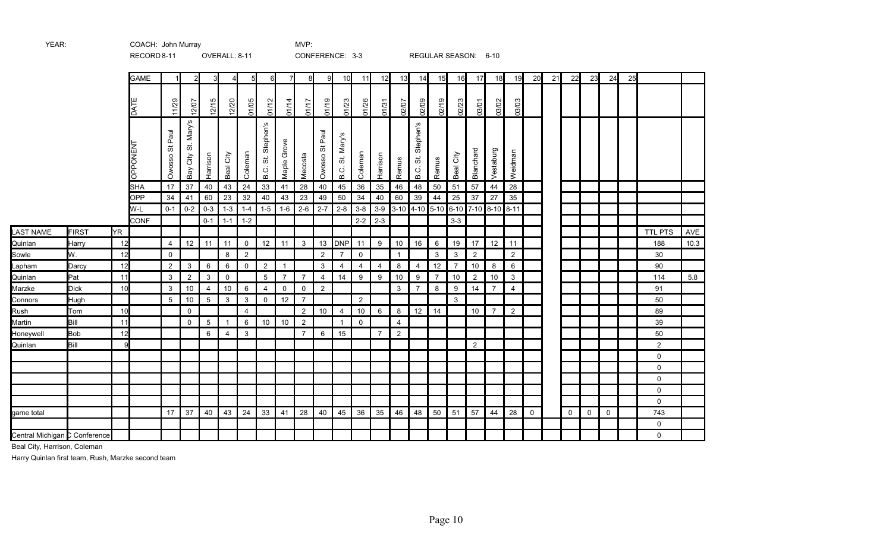YEAR:

COACH: John Murray | MVP:

RECORD 8-11 | OVERALL: 8-11 | CONFERENCE: 3-3 | REGULAR SEASON: 6-10

| LAST NAME | FIRST | YR | GAME | 1 | 2 | 3 | 4 | 5 | 6 | 7 | 8 | 9 | 10 | 11 | 12 | 13 | 14 | 15 | 16 | 17 | 18 | 19 | 20 | 21 | 22 | 23 | 24 | 25 | TTL PTS | AVE |
|---|---|---|---|---|---|---|---|---|---|---|---|---|---|---|---|---|---|---|---|---|---|---|---|---|---|---|---|---|---|---|
| | | | DATE | 11/29 | 12/07 | 12/15 | 12/20 | 01/05 | 01/12 | 01/14 | 01/17 | 01/19 | 01/23 | 01/26 | 01/31 | 02/07 | 02/09 | 02/19 | 02/23 | 03/01 | 03/02 | 03/03 | | | | | | | | |
| | | | OPPONENT | Owosso St Paul | Bay City St. Mary's | Harrison | Beal City | Coleman | B.C. St. Stephen's | Maple Grove | Mecosta | Owosso St Paul | B.C. St. Mary's | Coleman | Harrison | Remus | B.C. St. Stephen's | Remus | Beal City | Blanchard | Vestaburg | Weidman | | | | | | | | |
| | | | SHA | 17 | 37 | 40 | 43 | 24 | 33 | 41 | 28 | 40 | 45 | 36 | 35 | 46 | 48 | 50 | 51 | 57 | 44 | 28 | | | | | | | | |
| | | | OPP | 34 | 41 | 60 | 23 | 32 | 40 | 43 | 23 | 49 | 50 | 34 | 40 | 60 | 39 | 44 | 25 | 37 | 27 | 35 | | | | | | | | |
| | | | W-L | 0-1 | 0-2 | 0-3 | 1-3 | 1-4 | 1-5 | 1-6 | 2-6 | 2-7 | 2-8 | 3-8 | 3-9 | 3-10 | 4-10 | 5-10 | 6-10 | 7-10 | 8-10 | 8-11 | | | | | | | | |
| | | | CONF | | | 0-1 | 1-1 | 1-2 | | | | | | 2-2 | 2-3 | | | | 3-3 | | | | | | | | | | | |
| Quinlan | Harry | 12 | | 4 | 12 | 11 | 11 | 0 | 12 | 11 | 3 | 13 | DNP | 11 | 9 | 10 | 16 | 6 | 19 | 17 | 12 | 11 | | | | | | | 188 | 10.3 |
| Sowle | W. | 12 | | 0 | | | 8 | 2 | | | | 2 | 7 | 0 | | 1 | | 3 | 3 | 2 | | 2 | | | | | | | 30 | |
| Lapham | Darcy | 12 | | 2 | 3 | 6 | 6 | 0 | 2 | 1 | | 3 | 4 | 4 | 4 | 8 | 4 | 12 | 7 | 10 | 8 | 6 | | | | | | | 90 | |
| Quinlan | Pat | 11 | | 3 | 2 | 3 | 0 | | 5 | 7 | 7 | 4 | 14 | 9 | 9 | 10 | 9 | 7 | 10 | 2 | 10 | 3 | | | | | | | 114 | 5.8 |
| Marzke | Dick | 10 | | 3 | 10 | 4 | 10 | 6 | 4 | 0 | 0 | 2 | | | | 3 | 7 | 8 | 9 | 14 | 7 | 4 | | | | | | | 91 | |
| Connors | Hugh | | | 5 | 10 | 5 | 3 | 3 | 0 | 12 | 7 | | | 2 | | | | | 3 | | | | | | | | | | 50 | |
| Rush | Tom | 10 | | | 0 | | | 4 | | | 2 | 10 | 4 | 10 | 6 | 8 | 12 | 14 | | 10 | 7 | 2 | | | | | | | 89 | |
| Martin | Bill | 11 | | | 0 | 5 | 1 | 6 | 10 | 10 | 2 | | 1 | 0 | | 4 | | | | | | | | | | | | | 39 | |
| Honeywell | Bob | 12 | | | | 6 | 4 | 3 | | | 7 | 6 | 15 | | 7 | 2 | | | | | | | | | | | | | 50 | |
| Quinlan | Bill | 9 | | | | | | | | | | | | | | | | | | 2 | | | | | | | | | 2 | |
| | | | | | | | | | | | | | | | | | | | | | | | | | | | | | 0 | |
| | | | | | | | | | | | | | | | | | | | | | | | | | | | | | 0 | |
| | | | | | | | | | | | | | | | | | | | | | | | | | | | | | 0 | |
| | | | | | | | | | | | | | | | | | | | | | | | | | | | | | 0 | |
| | | | | | | | | | | | | | | | | | | | | | | | | | | | | | 0 | |
| game total | | | | 17 | 37 | 40 | 43 | 24 | 33 | 41 | 28 | 40 | 45 | 36 | 35 | 46 | 48 | 50 | 51 | 57 | 44 | 28 | 0 | | 0 | 0 | 0 | | 743 | |
| | | | | | | | | | | | | | | | | | | | | | | | | | | | | | 0 | |
| Central Michigan C Conference | | | | | | | | | | | | | | | | | | | | | | | | | | | | | 0 | |

Beal City, Harrison, Coleman

Harry Quinlan first team, Rush, Marzke second team